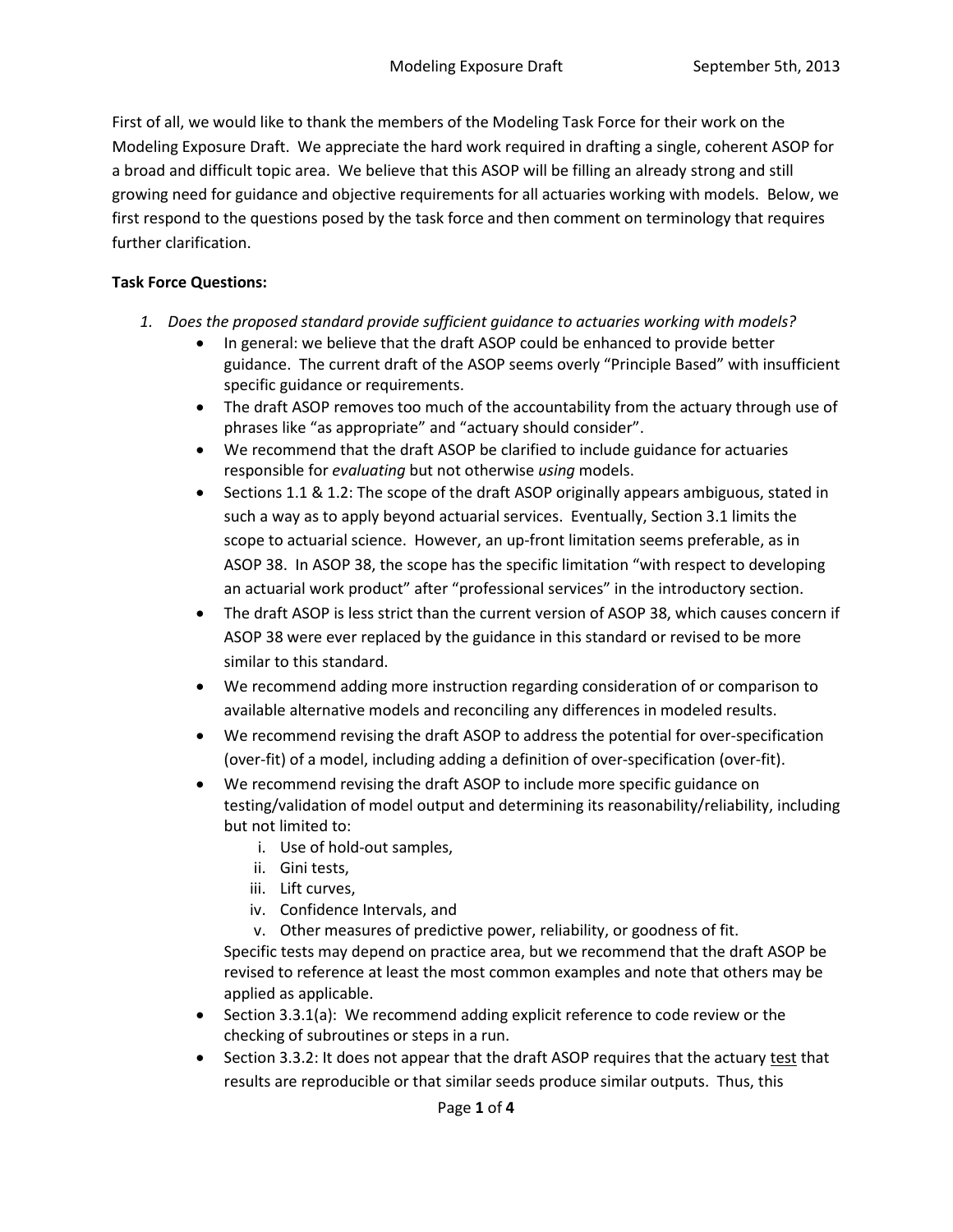First of all, we would like to thank the members of the Modeling Task Force for their work on the Modeling Exposure Draft. We appreciate the hard work required in drafting a single, coherent ASOP for a broad and difficult topic area. We believe that this ASOP will be filling an already strong and still growing need for guidance and objective requirements for all actuaries working with models. Below, we first respond to the questions posed by the task force and then comment on terminology that requires further clarification.

**Task Force Questions:**

1. *Does the proposed standard provide sufficient guidance to actuaries working with models?*
   - In general: we believe that the draft ASOP could be enhanced to provide better guidance. The current draft of the ASOP seems overly "Principle Based" with insufficient specific guidance or requirements.
   - The draft ASOP removes too much of the accountability from the actuary through use of phrases like "as appropriate" and "actuary should consider".
   - We recommend that the draft ASOP be clarified to include guidance for actuaries responsible for *evaluating* but not otherwise *using* models.
   - Sections 1.1 & 1.2: The scope of the draft ASOP originally appears ambiguous, stated in such a way as to apply beyond actuarial services. Eventually, Section 3.1 limits the scope to actuarial science. However, an up-front limitation seems preferable, as in ASOP 38. In ASOP 38, the scope has the specific limitation "with respect to developing an actuarial work product" after "professional services" in the introductory section.
   - The draft ASOP is less strict than the current version of ASOP 38, which causes concern if ASOP 38 were ever replaced by the guidance in this standard or revised to be more similar to this standard.
   - We recommend adding more instruction regarding consideration of or comparison to available alternative models and reconciling any differences in modeled results.
   - We recommend revising the draft ASOP to address the potential for over-specification (over-fit) of a model, including adding a definition of over-specification (over-fit).
   - We recommend revising the draft ASOP to include more specific guidance on testing/validation of model output and determining its reasonability/reliability, including but not limited to:
     1. Use of hold-out samples,
     2. Gini tests,
     3. Lift curves,
     4. Confidence Intervals, and
     5. Other measures of predictive power, reliability, or goodness of fit.

     Specific tests may depend on practice area, but we recommend that the draft ASOP be revised to reference at least the most common examples and note that others may be applied as applicable.
   - Section 3.3.1(a): We recommend adding explicit reference to code review or the checking of subroutines or steps in a run.
   - Section 3.3.2: It does not appear that the draft ASOP requires that the actuary <u>test</u> that results are reproducible or that similar seeds produce similar outputs. Thus, this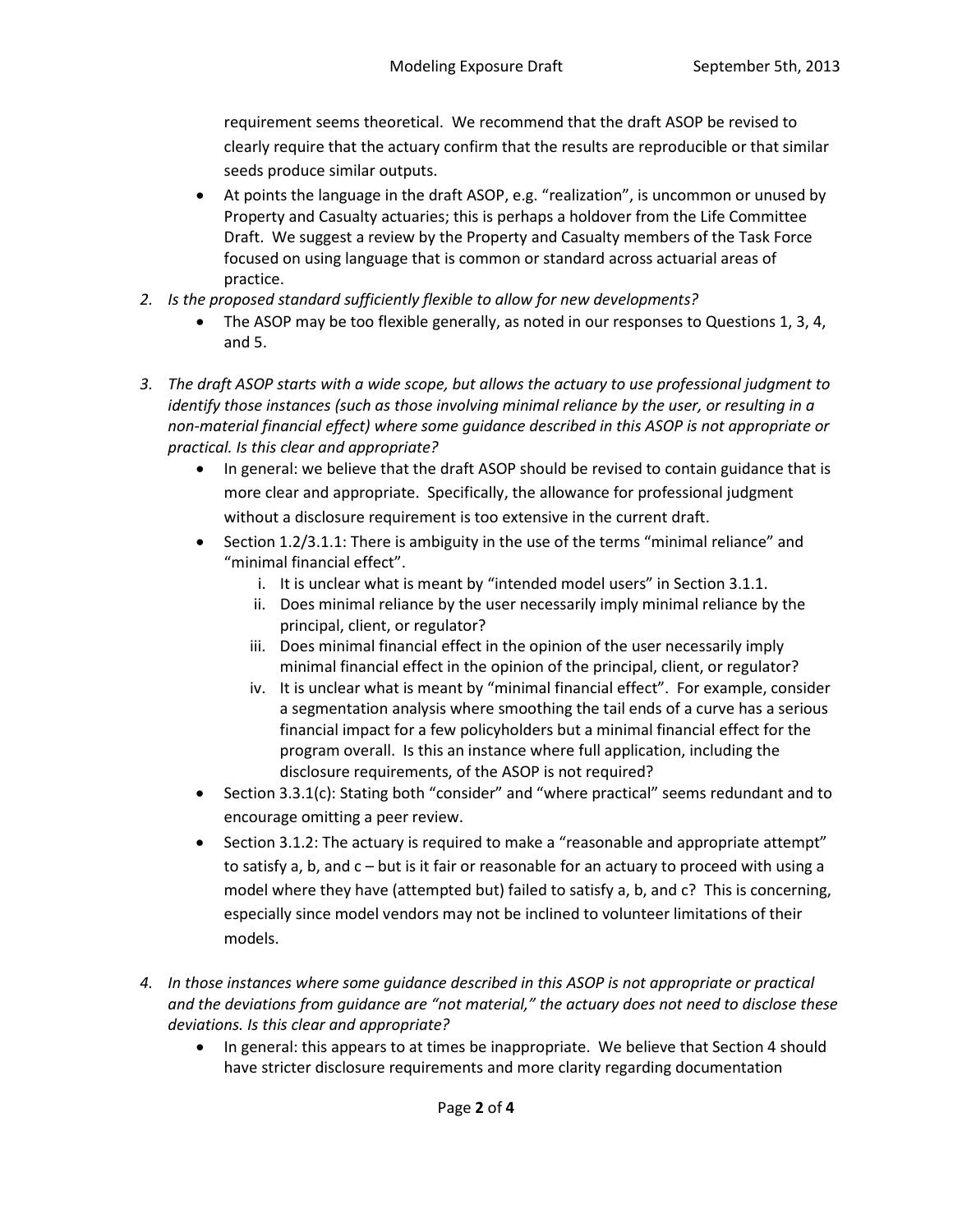requirement seems theoretical. We recommend that the draft ASOP be revised to clearly require that the actuary confirm that the results are reproducible or that similar seeds produce similar outputs.

- At points the language in the draft ASOP, e.g. "realization", is uncommon or unused by Property and Casualty actuaries; this is perhaps a holdover from the Life Committee Draft. We suggest a review by the Property and Casualty members of the Task Force focused on using language that is common or standard across actuarial areas of practice.

2. *Is the proposed standard sufficiently flexible to allow for new developments?*
    - The ASOP may be too flexible generally, as noted in our responses to Questions 1, 3, 4, and 5.

3. *The draft ASOP starts with a wide scope, but allows the actuary to use professional judgment to identify those instances (such as those involving minimal reliance by the user, or resulting in a non-material financial effect) where some guidance described in this ASOP is not appropriate or practical. Is this clear and appropriate?*
    - In general: we believe that the draft ASOP should be revised to contain guidance that is more clear and appropriate. Specifically, the allowance for professional judgment without a disclosure requirement is too extensive in the current draft.
    - Section 1.2/3.1.1: There is ambiguity in the use of the terms "minimal reliance" and "minimal financial effect".
        i. It is unclear what is meant by "intended model users" in Section 3.1.1.
        ii. Does minimal reliance by the user necessarily imply minimal reliance by the principal, client, or regulator?
        iii. Does minimal financial effect in the opinion of the user necessarily imply minimal financial effect in the opinion of the principal, client, or regulator?
        iv. It is unclear what is meant by "minimal financial effect". For example, consider a segmentation analysis where smoothing the tail ends of a curve has a serious financial impact for a few policyholders but a minimal financial effect for the program overall. Is this an instance where full application, including the disclosure requirements, of the ASOP is not required?
    - Section 3.3.1(c): Stating both "consider" and "where practical" seems redundant and to encourage omitting a peer review.
    - Section 3.1.2: The actuary is required to make a "reasonable and appropriate attempt" to satisfy a, b, and c – but is it fair or reasonable for an actuary to proceed with using a model where they have (attempted but) failed to satisfy a, b, and c? This is concerning, especially since model vendors may not be inclined to volunteer limitations of their models.

4. *In those instances where some guidance described in this ASOP is not appropriate or practical and the deviations from guidance are "not material," the actuary does not need to disclose these deviations. Is this clear and appropriate?*
    - In general: this appears to at times be inappropriate. We believe that Section 4 should have stricter disclosure requirements and more clarity regarding documentation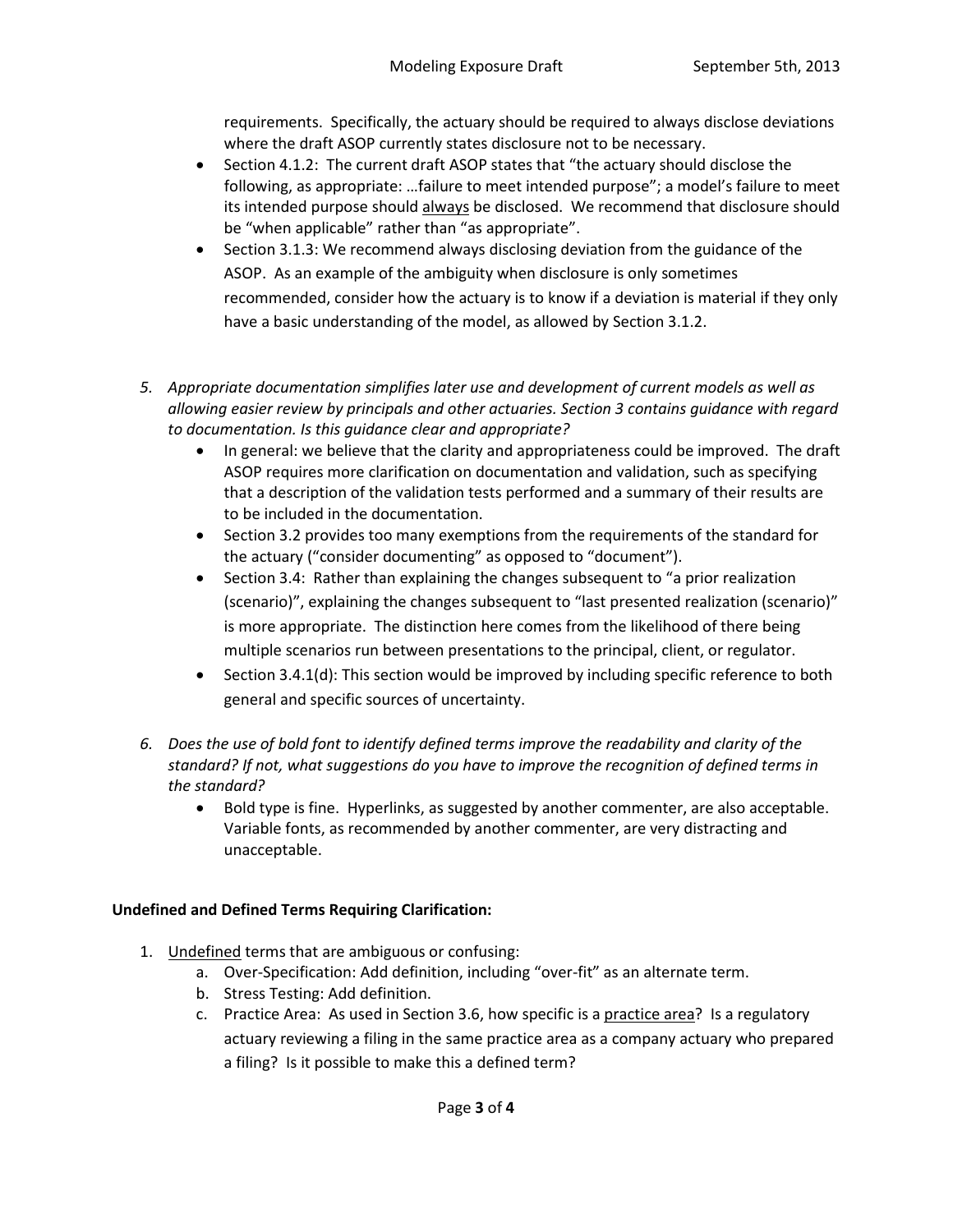requirements. Specifically, the actuary should be required to always disclose deviations where the draft ASOP currently states disclosure not to be necessary.

- Section 4.1.2: The current draft ASOP states that "the actuary should disclose the following, as appropriate: …failure to meet intended purpose"; a model's failure to meet its intended purpose should <u>always</u> be disclosed. We recommend that disclosure should be "when applicable" rather than "as appropriate".
- Section 3.1.3: We recommend always disclosing deviation from the guidance of the ASOP. As an example of the ambiguity when disclosure is only sometimes recommended, consider how the actuary is to know if a deviation is material if they only have a basic understanding of the model, as allowed by Section 3.1.2.

5. *Appropriate documentation simplifies later use and development of current models as well as allowing easier review by principals and other actuaries. Section 3 contains guidance with regard to documentation. Is this guidance clear and appropriate?*
   - In general: we believe that the clarity and appropriateness could be improved. The draft ASOP requires more clarification on documentation and validation, such as specifying that a description of the validation tests performed and a summary of their results are to be included in the documentation.
   - Section 3.2 provides too many exemptions from the requirements of the standard for the actuary ("consider documenting" as opposed to "document").
   - Section 3.4: Rather than explaining the changes subsequent to "a prior realization (scenario)", explaining the changes subsequent to "last presented realization (scenario)" is more appropriate. The distinction here comes from the likelihood of there being multiple scenarios run between presentations to the principal, client, or regulator.
   - Section 3.4.1(d): This section would be improved by including specific reference to both general and specific sources of uncertainty.

6. *Does the use of bold font to identify defined terms improve the readability and clarity of the standard? If not, what suggestions do you have to improve the recognition of defined terms in the standard?*
   - Bold type is fine. Hyperlinks, as suggested by another commenter, are also acceptable. Variable fonts, as recommended by another commenter, are very distracting and unacceptable.

**Undefined and Defined Terms Requiring Clarification:**

1. <u>Undefined</u> terms that are ambiguous or confusing:
   a. Over-Specification: Add definition, including "over-fit" as an alternate term.
   b. Stress Testing: Add definition.
   c. Practice Area: As used in Section 3.6, how specific is a <u>practice area</u>? Is a regulatory actuary reviewing a filing in the same practice area as a company actuary who prepared a filing? Is it possible to make this a defined term?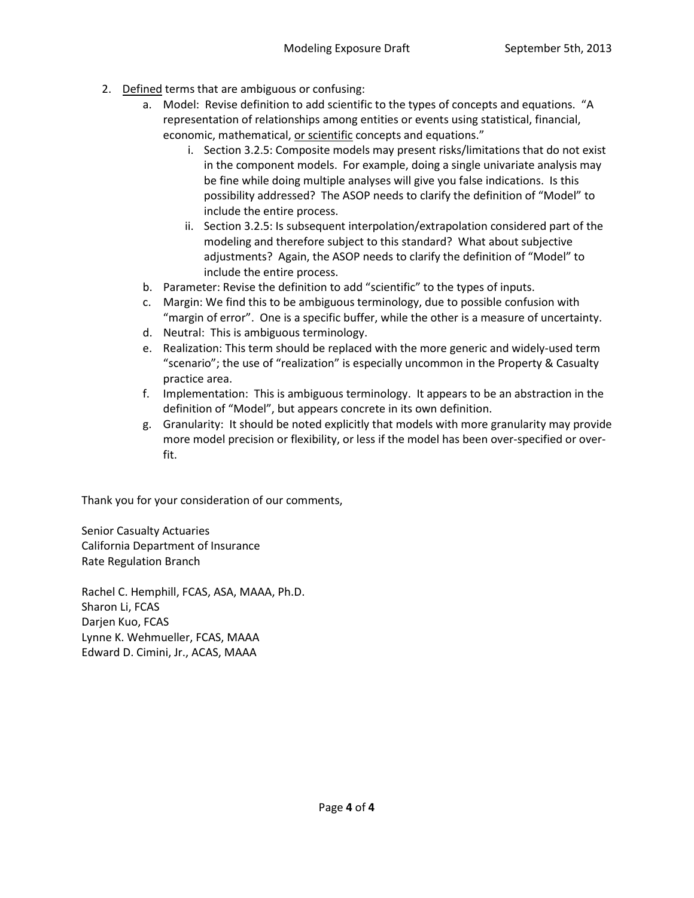2. <u>Defined</u> terms that are ambiguous or confusing:
   a. Model: Revise definition to add scientific to the types of concepts and equations. "A representation of relationships among entities or events using statistical, financial, economic, mathematical, <u>or scientific</u> concepts and equations."
      i. Section 3.2.5: Composite models may present risks/limitations that do not exist in the component models. For example, doing a single univariate analysis may be fine while doing multiple analyses will give you false indications. Is this possibility addressed? The ASOP needs to clarify the definition of "Model" to include the entire process.
      ii. Section 3.2.5: Is subsequent interpolation/extrapolation considered part of the modeling and therefore subject to this standard? What about subjective adjustments? Again, the ASOP needs to clarify the definition of "Model" to include the entire process.
   b. Parameter: Revise the definition to add "scientific" to the types of inputs.
   c. Margin: We find this to be ambiguous terminology, due to possible confusion with "margin of error". One is a specific buffer, while the other is a measure of uncertainty.
   d. Neutral: This is ambiguous terminology.
   e. Realization: This term should be replaced with the more generic and widely-used term "scenario"; the use of "realization" is especially uncommon in the Property & Casualty practice area.
   f. Implementation: This is ambiguous terminology. It appears to be an abstraction in the definition of "Model", but appears concrete in its own definition.
   g. Granularity: It should be noted explicitly that models with more granularity may provide more model precision or flexibility, or less if the model has been over-specified or over-fit.

Thank you for your consideration of our comments,

Senior Casualty Actuaries
California Department of Insurance
Rate Regulation Branch

Rachel C. Hemphill, FCAS, ASA, MAAA, Ph.D.
Sharon Li, FCAS
Darjen Kuo, FCAS
Lynne K. Wehmueller, FCAS, MAAA
Edward D. Cimini, Jr., ACAS, MAAA